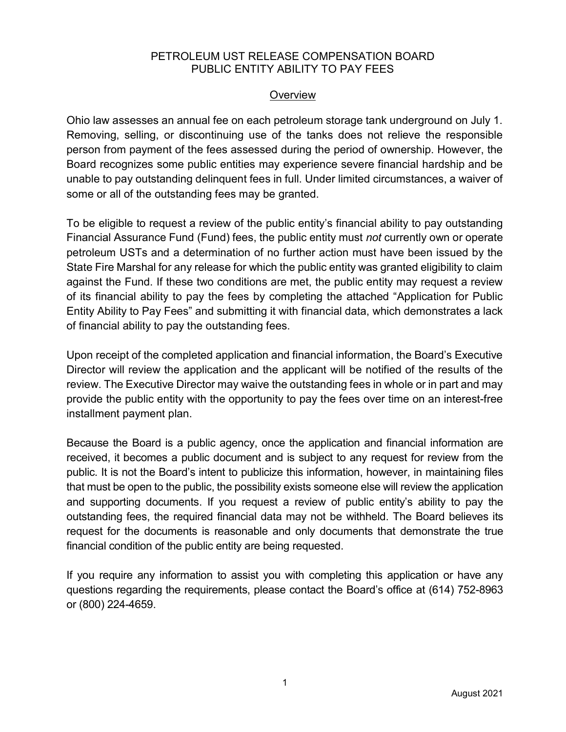# PETROLEUM UST RELEASE COMPENSATION BOARD
# PUBLIC ENTITY ABILITY TO PAY FEES

## Overview

Ohio law assesses an annual fee on each petroleum storage tank underground on July 1. Removing, selling, or discontinuing use of the tanks does not relieve the responsible person from payment of the fees assessed during the period of ownership. However, the Board recognizes some public entities may experience severe financial hardship and be unable to pay outstanding delinquent fees in full. Under limited circumstances, a waiver of some or all of the outstanding fees may be granted.

To be eligible to request a review of the public entity's financial ability to pay outstanding Financial Assurance Fund (Fund) fees, the public entity must *not* currently own or operate petroleum USTs and a determination of no further action must have been issued by the State Fire Marshal for any release for which the public entity was granted eligibility to claim against the Fund. If these two conditions are met, the public entity may request a review of its financial ability to pay the fees by completing the attached "Application for Public Entity Ability to Pay Fees" and submitting it with financial data, which demonstrates a lack of financial ability to pay the outstanding fees.

Upon receipt of the completed application and financial information, the Board's Executive Director will review the application and the applicant will be notified of the results of the review. The Executive Director may waive the outstanding fees in whole or in part and may provide the public entity with the opportunity to pay the fees over time on an interest-free installment payment plan.

Because the Board is a public agency, once the application and financial information are received, it becomes a public document and is subject to any request for review from the public. It is not the Board's intent to publicize this information, however, in maintaining files that must be open to the public, the possibility exists someone else will review the application and supporting documents. If you request a review of public entity's ability to pay the outstanding fees, the required financial data may not be withheld. The Board believes its request for the documents is reasonable and only documents that demonstrate the true financial condition of the public entity are being requested.

If you require any information to assist you with completing this application or have any questions regarding the requirements, please contact the Board's office at (614) 752-8963 or (800) 224-4659.

August 2021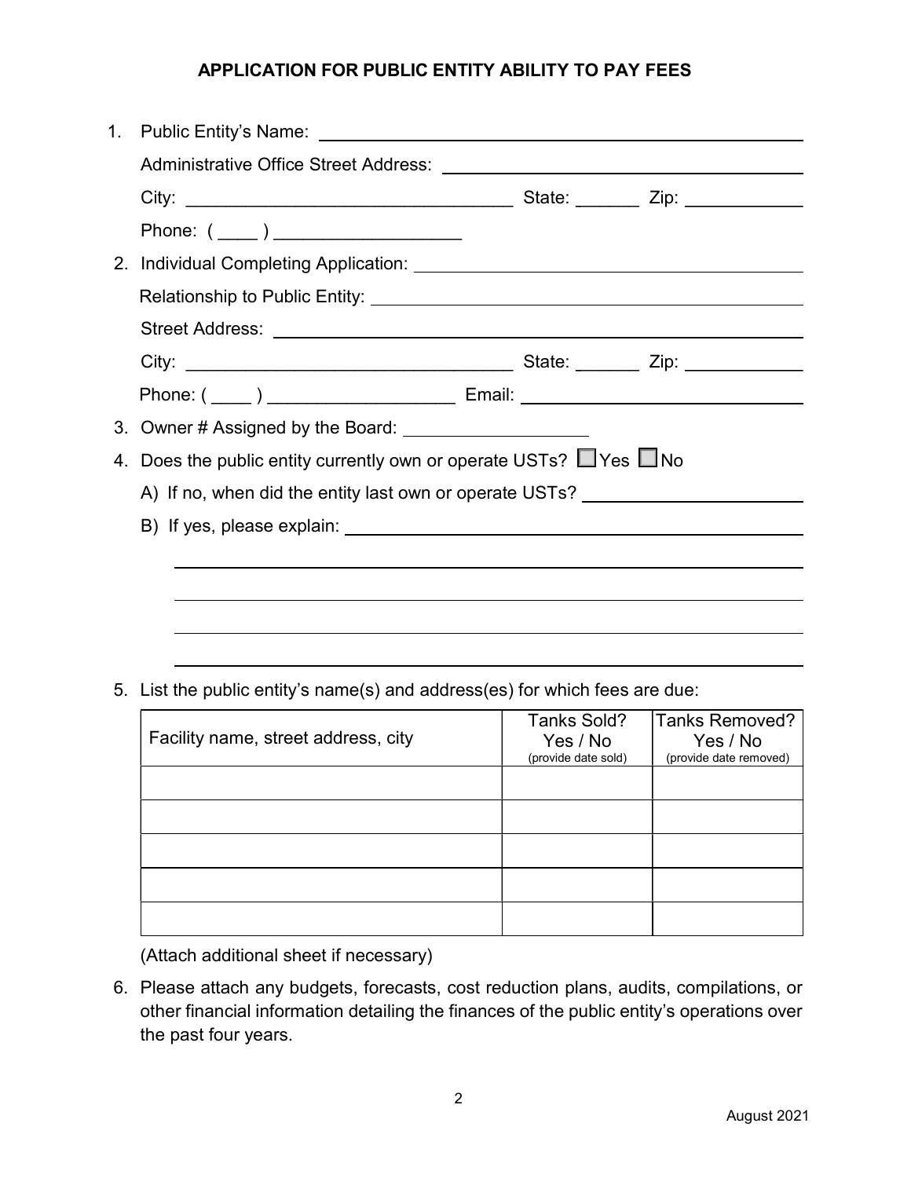# APPLICATION FOR PUBLIC ENTITY ABILITY TO PAY FEES

1. Public Entity's Name: ______________________________

   Administrative Office Street Address: ______________________________

   City: ______________________________ State: _______ Zip: ____________

   Phone: ( ____ ) ___________________

2. Individual Completing Application: ______________________________

   Relationship to Public Entity: ______________________________

   Street Address: ______________________________

   City: ______________________________ State: _______ Zip: ____________

   Phone: ( ____ ) ___________________ Email: ______________________________

3. Owner # Assigned by the Board: ___________________

4. Does the public entity currently own or operate USTs? ☐ Yes ☐ No

   A) If no, when did the entity last own or operate USTs? ______________________________

   B) If yes, please explain: ______________________________

   ______________________________

   ______________________________

   ______________________________

   ______________________________

5. List the public entity's name(s) and address(es) for which fees are due:

| Facility name, street address, city | Tanks Sold? Yes / No (provide date sold) | Tanks Removed? Yes / No (provide date removed) |
|---|---|---|
| | | |
| | | |
| | | |
| | | |
| | | |

   (Attach additional sheet if necessary)

6. Please attach any budgets, forecasts, cost reduction plans, audits, compilations, or other financial information detailing the finances of the public entity's operations over the past four years.

August 2021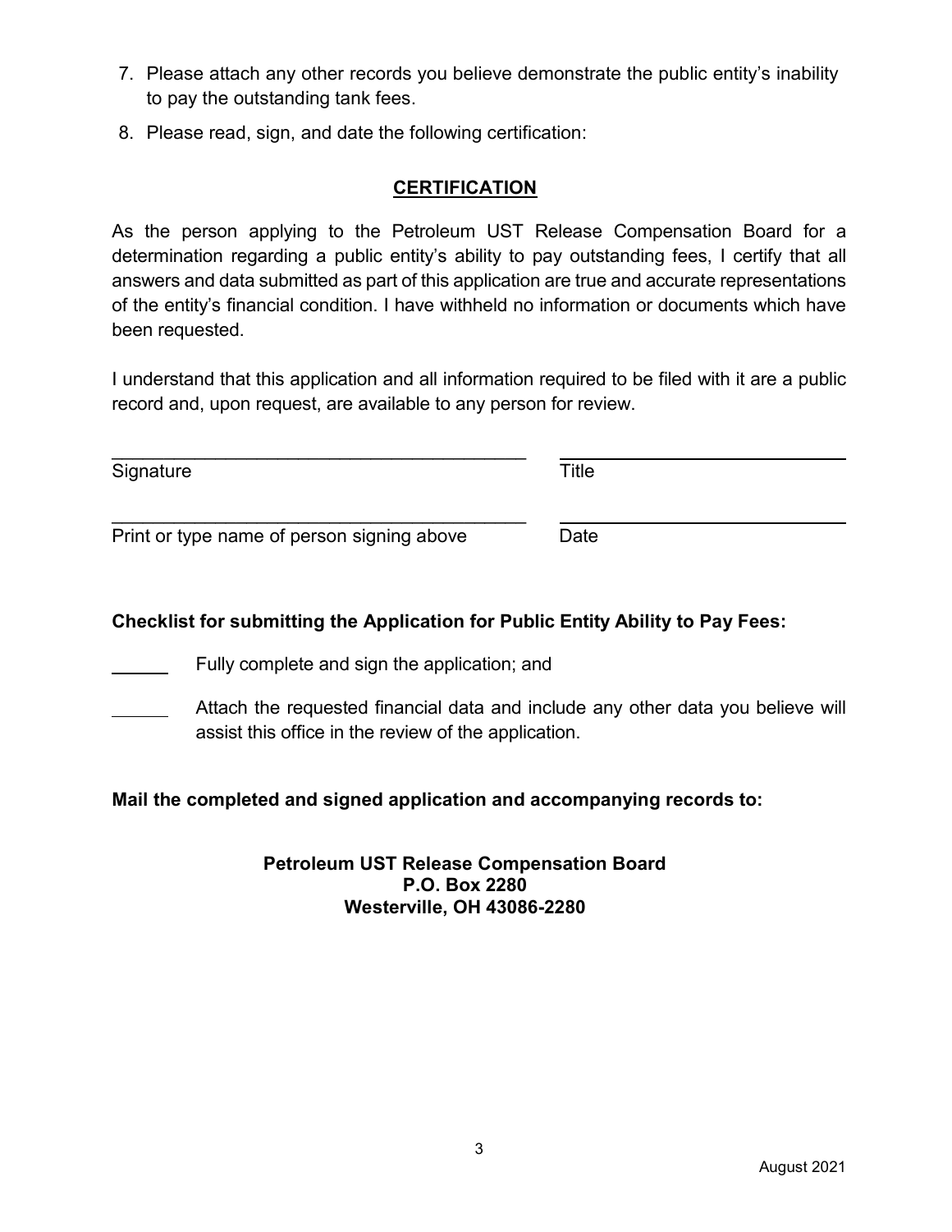7. Please attach any other records you believe demonstrate the public entity's inability to pay the outstanding tank fees.
8. Please read, sign, and date the following certification:

## CERTIFICATION

As the person applying to the Petroleum UST Release Compensation Board for a determination regarding a public entity's ability to pay outstanding fees, I certify that all answers and data submitted as part of this application are true and accurate representations of the entity's financial condition. I have withheld no information or documents which have been requested.

I understand that this application and all information required to be filed with it are a public record and, upon request, are available to any person for review.

| | |
|---|---|
| \_\_\_\_\_\_\_\_\_\_\_\_\_\_\_\_\_\_\_\_\_\_\_\_\_\_\_\_\_\_\_\_\_\_\_\_\_\_\_\_ | \_\_\_\_\_\_\_\_\_\_\_\_\_\_\_\_\_\_\_\_\_\_\_\_\_\_\_\_\_ |
| Signature | Title |
| \_\_\_\_\_\_\_\_\_\_\_\_\_\_\_\_\_\_\_\_\_\_\_\_\_\_\_\_\_\_\_\_\_\_\_\_\_\_\_\_ | \_\_\_\_\_\_\_\_\_\_\_\_\_\_\_\_\_\_\_\_\_\_\_\_\_\_\_\_\_ |
| Print or type name of person signing above | Date |

**Checklist for submitting the Application for Public Entity Ability to Pay Fees:**

\_\_\_\_\_\_ Fully complete and sign the application; and

\_\_\_\_\_\_ Attach the requested financial data and include any other data you believe will assist this office in the review of the application.

**Mail the completed and signed application and accompanying records to:**

**Petroleum UST Release Compensation Board**
**P.O. Box 2280**
**Westerville, OH 43086-2280**

August 2021